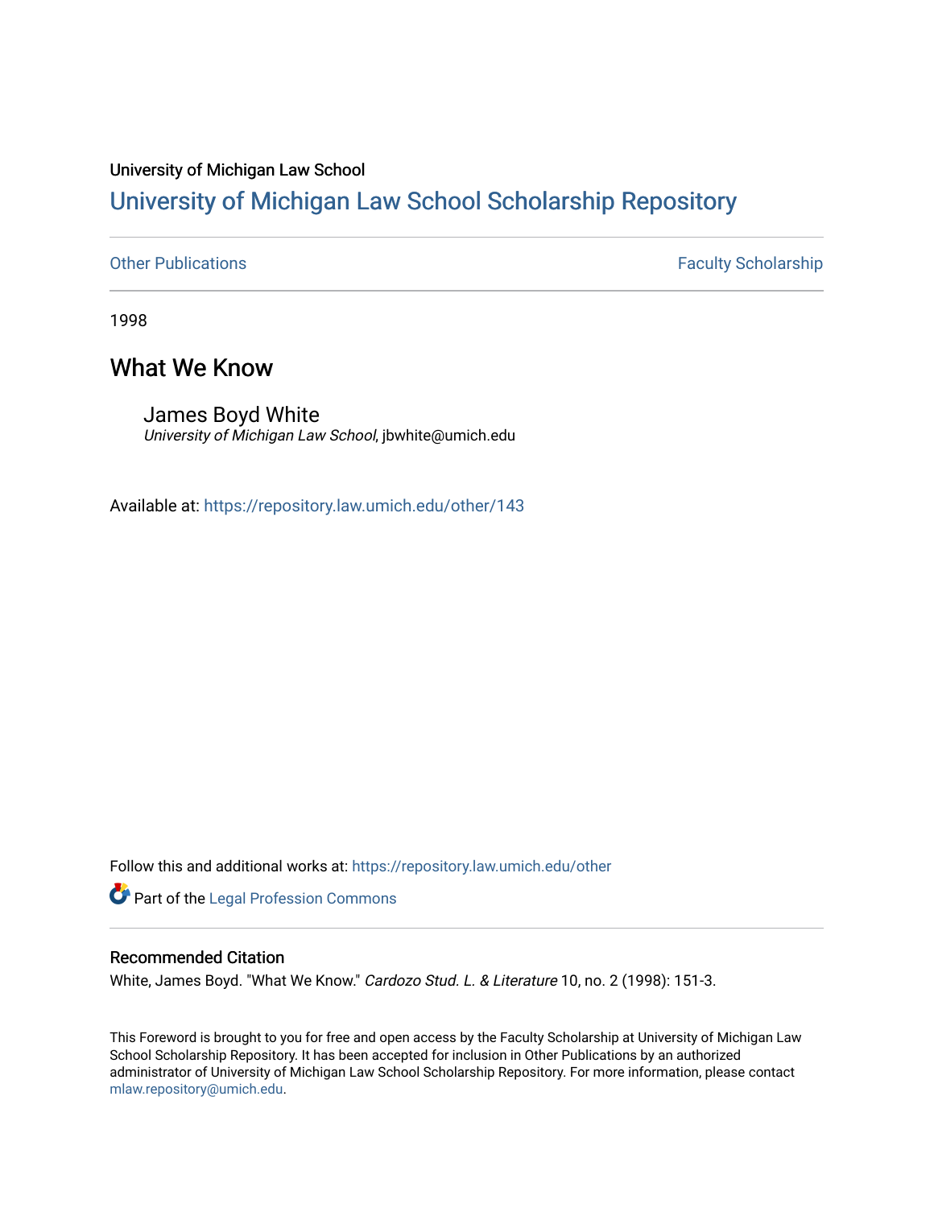University of Michigan Law School

# University of Michigan Law School Scholarship Repository

Other Publications

Faculty Scholarship

1998

## What We Know

James Boyd White
*University of Michigan Law School*, jbwhite@umich.edu

Available at: https://repository.law.umich.edu/other/143

Follow this and additional works at: https://repository.law.umich.edu/other

Part of the Legal Profession Commons

### Recommended Citation

White, James Boyd. "What We Know." *Cardozo Stud. L. & Literature* 10, no. 2 (1998): 151-3.

This Foreword is brought to you for free and open access by the Faculty Scholarship at University of Michigan Law School Scholarship Repository. It has been accepted for inclusion in Other Publications by an authorized administrator of University of Michigan Law School Scholarship Repository. For more information, please contact mlaw.repository@umich.edu.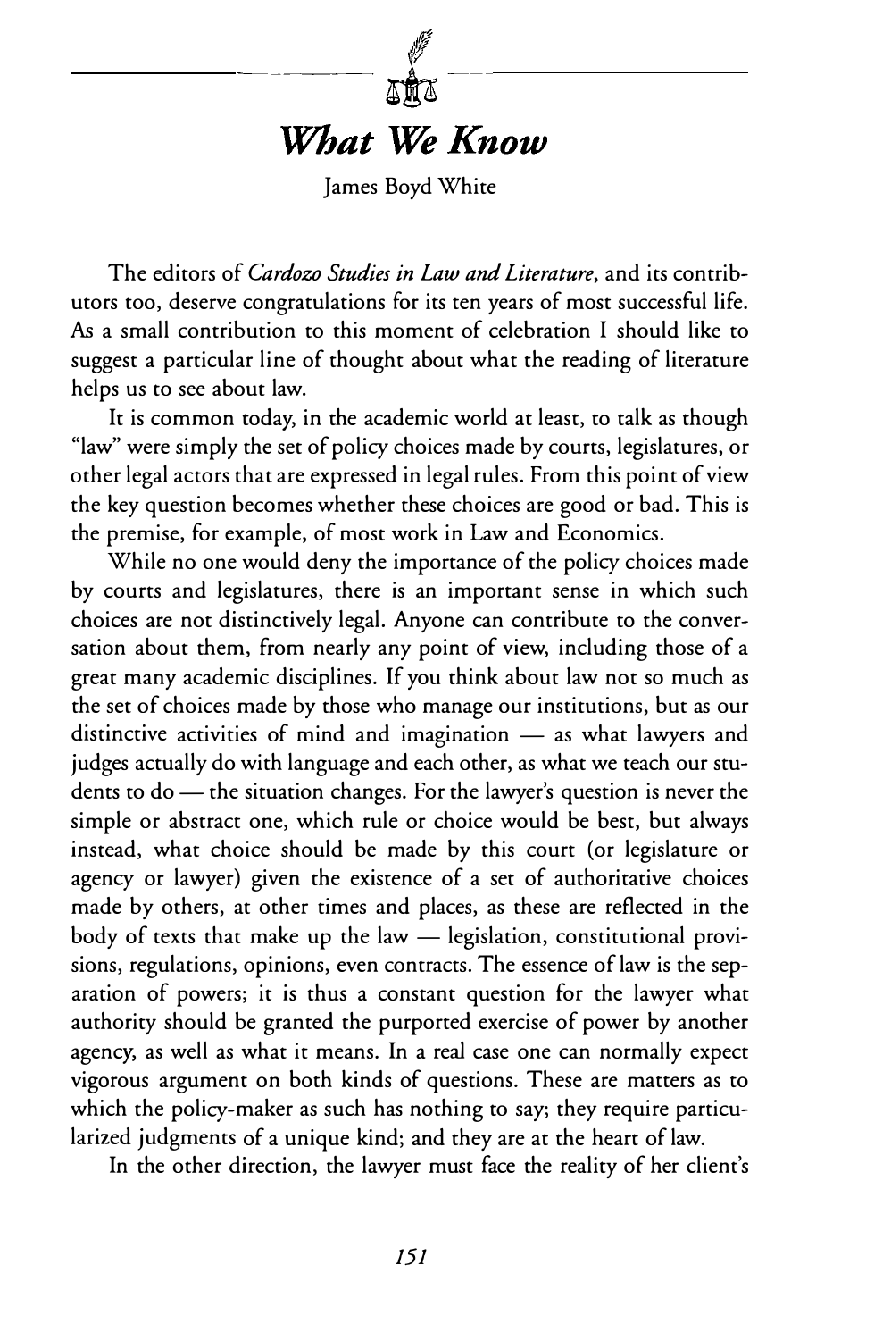# *What We Know*

James Boyd White

The editors of *Cardozo Studies in Law and Literature*, and its contributors too, deserve congratulations for its ten years of most successful life. As a small contribution to this moment of celebration I should like to suggest a particular line of thought about what the reading of literature helps us to see about law.

It is common today, in the academic world at least, to talk as though "law" were simply the set of policy choices made by courts, legislatures, or other legal actors that are expressed in legal rules. From this point of view the key question becomes whether these choices are good or bad. This is the premise, for example, of most work in Law and Economics.

While no one would deny the importance of the policy choices made by courts and legislatures, there is an important sense in which such choices are not distinctively legal. Anyone can contribute to the conversation about them, from nearly any point of view, including those of a great many academic disciplines. If you think about law not so much as the set of choices made by those who manage our institutions, but as our distinctive activities of mind and imagination — as what lawyers and judges actually do with language and each other, as what we teach our students to do — the situation changes. For the lawyer's question is never the simple or abstract one, which rule or choice would be best, but always instead, what choice should be made by this court (or legislature or agency or lawyer) given the existence of a set of authoritative choices made by others, at other times and places, as these are reflected in the body of texts that make up the law — legislation, constitutional provisions, regulations, opinions, even contracts. The essence of law is the separation of powers; it is thus a constant question for the lawyer what authority should be granted the purported exercise of power by another agency, as well as what it means. In a real case one can normally expect vigorous argument on both kinds of questions. These are matters as to which the policy-maker as such has nothing to say; they require particularized judgments of a unique kind; and they are at the heart of law.

In the other direction, the lawyer must face the reality of her client's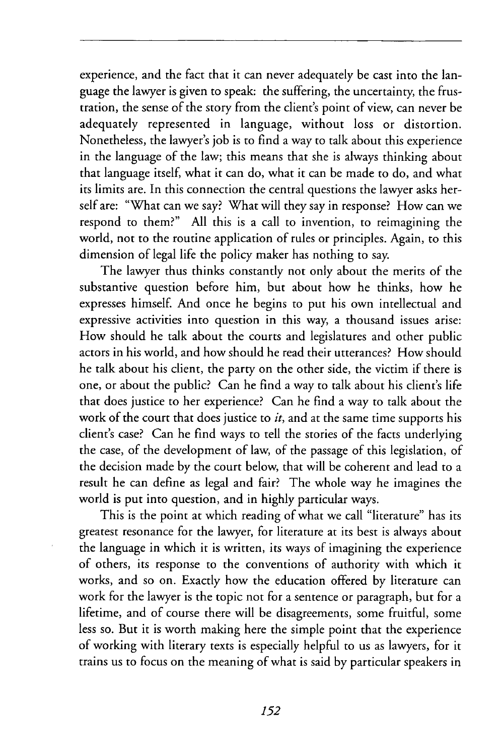experience, and the fact that it can never adequately be cast into the language the lawyer is given to speak: the suffering, the uncertainty, the frustration, the sense of the story from the client's point of view, can never be adequately represented in language, without loss or distortion. Nonetheless, the lawyer's job is to find a way to talk about this experience in the language of the law; this means that she is always thinking about that language itself, what it can do, what it can be made to do, and what its limits are. In this connection the central questions the lawyer asks herself are: "What can we say? What will they say in response? How can we respond to them?" All this is a call to invention, to reimagining the world, not to the routine application of rules or principles. Again, to this dimension of legal life the policy maker has nothing to say.

The lawyer thus thinks constantly not only about the merits of the substantive question before him, but about how he thinks, how he expresses himself. And once he begins to put his own intellectual and expressive activities into question in this way, a thousand issues arise: How should he talk about the courts and legislatures and other public actors in his world, and how should he read their utterances? How should he talk about his client, the party on the other side, the victim if there is one, or about the public? Can he find a way to talk about his client's life that does justice to her experience? Can he find a way to talk about the work of the court that does justice to *it*, and at the same time supports his client's case? Can he find ways to tell the stories of the facts underlying the case, of the development of law, of the passage of this legislation, of the decision made by the court below, that will be coherent and lead to a result he can define as legal and fair? The whole way he imagines the world is put into question, and in highly particular ways.

This is the point at which reading of what we call "literature" has its greatest resonance for the lawyer, for literature at its best is always about the language in which it is written, its ways of imagining the experience of others, its response to the conventions of authority with which it works, and so on. Exactly how the education offered by literature can work for the lawyer is the topic not for a sentence or paragraph, but for a lifetime, and of course there will be disagreements, some fruitful, some less so. But it is worth making here the simple point that the experience of working with literary texts is especially helpful to us as lawyers, for it trains us to focus on the meaning of what is said by particular speakers in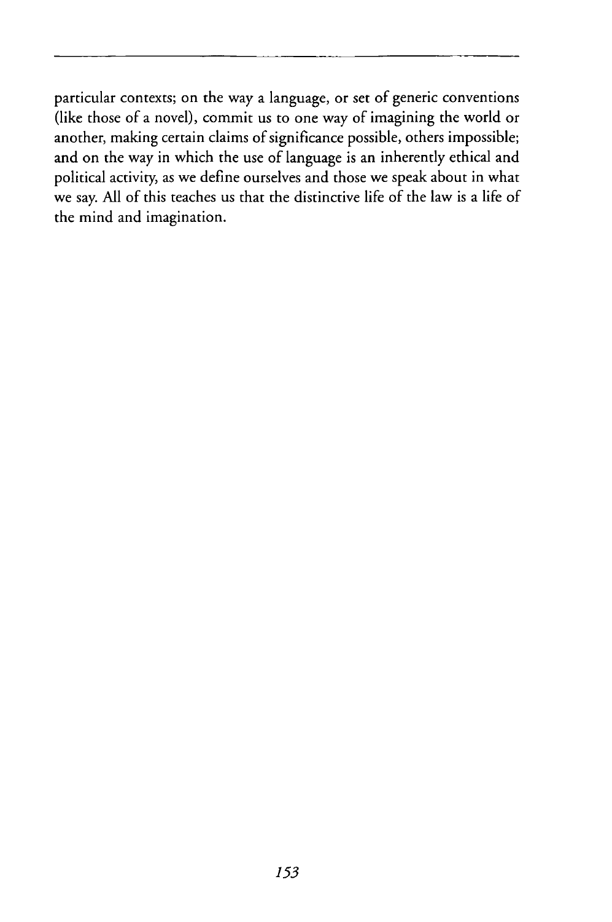particular contexts; on the way a language, or set of generic conventions (like those of a novel), commit us to one way of imagining the world or another, making certain claims of significance possible, others impossible; and on the way in which the use of language is an inherently ethical and political activity, as we define ourselves and those we speak about in what we say. All of this teaches us that the distinctive life of the law is a life of the mind and imagination.